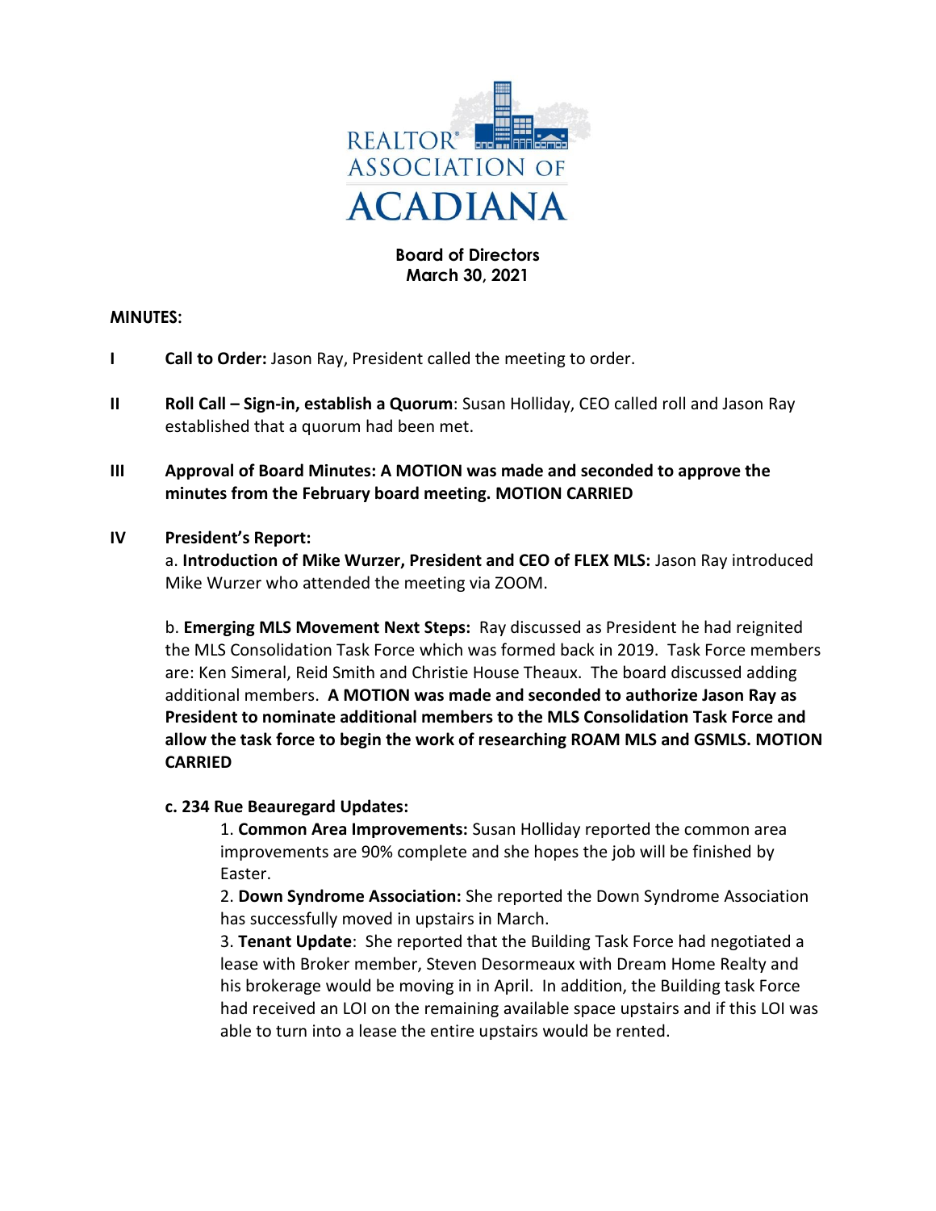REALTOR® ASSOCIATION OF ACADIANA

**Board of Directors**
**March 30, 2021**

**MINUTES:**

**I** **Call to Order:** Jason Ray, President called the meeting to order.

**II** **Roll Call – Sign-in, establish a Quorum**: Susan Holliday, CEO called roll and Jason Ray established that a quorum had been met.

**III** **Approval of Board Minutes: A MOTION was made and seconded to approve the minutes from the February board meeting. MOTION CARRIED**

**IV** **President's Report:**

a. **Introduction of Mike Wurzer, President and CEO of FLEX MLS:** Jason Ray introduced Mike Wurzer who attended the meeting via ZOOM.

b. **Emerging MLS Movement Next Steps:** Ray discussed as President he had reignited the MLS Consolidation Task Force which was formed back in 2019. Task Force members are: Ken Simeral, Reid Smith and Christie House Theaux. The board discussed adding additional members. **A MOTION was made and seconded to authorize Jason Ray as President to nominate additional members to the MLS Consolidation Task Force and allow the task force to begin the work of researching ROAM MLS and GSMLS. MOTION CARRIED**

**c. 234 Rue Beauregard Updates:**

1. **Common Area Improvements:** Susan Holliday reported the common area improvements are 90% complete and she hopes the job will be finished by Easter.
2. **Down Syndrome Association:** She reported the Down Syndrome Association has successfully moved in upstairs in March.
3. **Tenant Update**: She reported that the Building Task Force had negotiated a lease with Broker member, Steven Desormeaux with Dream Home Realty and his brokerage would be moving in in April. In addition, the Building task Force had received an LOI on the remaining available space upstairs and if this LOI was able to turn into a lease the entire upstairs would be rented.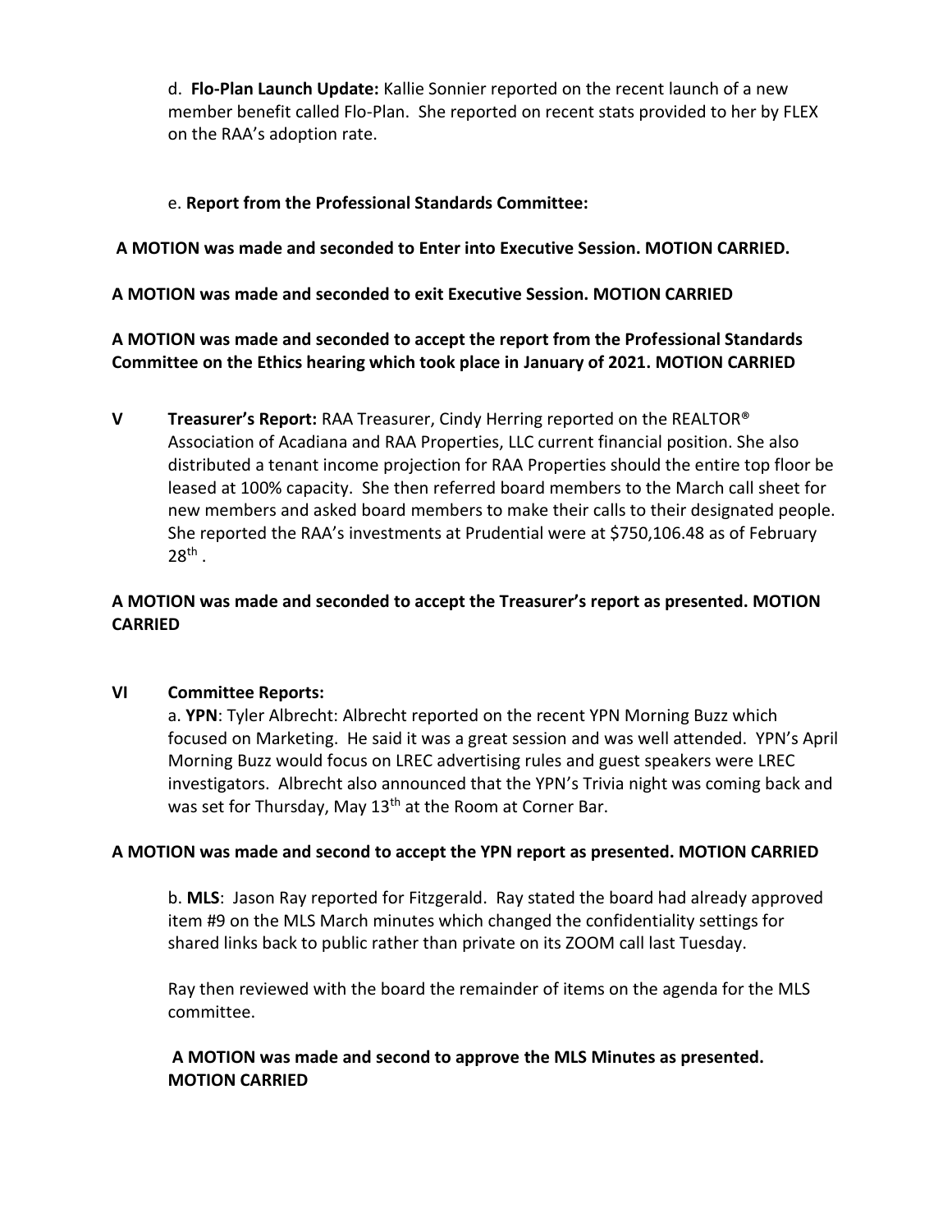d. **Flo-Plan Launch Update:** Kallie Sonnier reported on the recent launch of a new member benefit called Flo-Plan. She reported on recent stats provided to her by FLEX on the RAA's adoption rate.

e. **Report from the Professional Standards Committee:**

**A MOTION was made and seconded to Enter into Executive Session. MOTION CARRIED.**

**A MOTION was made and seconded to exit Executive Session. MOTION CARRIED**

**A MOTION was made and seconded to accept the report from the Professional Standards Committee on the Ethics hearing which took place in January of 2021. MOTION CARRIED**

**V Treasurer's Report:** RAA Treasurer, Cindy Herring reported on the REALTOR® Association of Acadiana and RAA Properties, LLC current financial position. She also distributed a tenant income projection for RAA Properties should the entire top floor be leased at 100% capacity. She then referred board members to the March call sheet for new members and asked board members to make their calls to their designated people. She reported the RAA's investments at Prudential were at $750,106.48 as of February 28th.

**A MOTION was made and seconded to accept the Treasurer's report as presented. MOTION CARRIED**

**VI Committee Reports:**

a. **YPN**: Tyler Albrecht: Albrecht reported on the recent YPN Morning Buzz which focused on Marketing. He said it was a great session and was well attended. YPN's April Morning Buzz would focus on LREC advertising rules and guest speakers were LREC investigators. Albrecht also announced that the YPN's Trivia night was coming back and was set for Thursday, May 13th at the Room at Corner Bar.

**A MOTION was made and second to accept the YPN report as presented. MOTION CARRIED**

b. **MLS**: Jason Ray reported for Fitzgerald. Ray stated the board had already approved item #9 on the MLS March minutes which changed the confidentiality settings for shared links back to public rather than private on its ZOOM call last Tuesday.

Ray then reviewed with the board the remainder of items on the agenda for the MLS committee.

**A MOTION was made and second to approve the MLS Minutes as presented. MOTION CARRIED**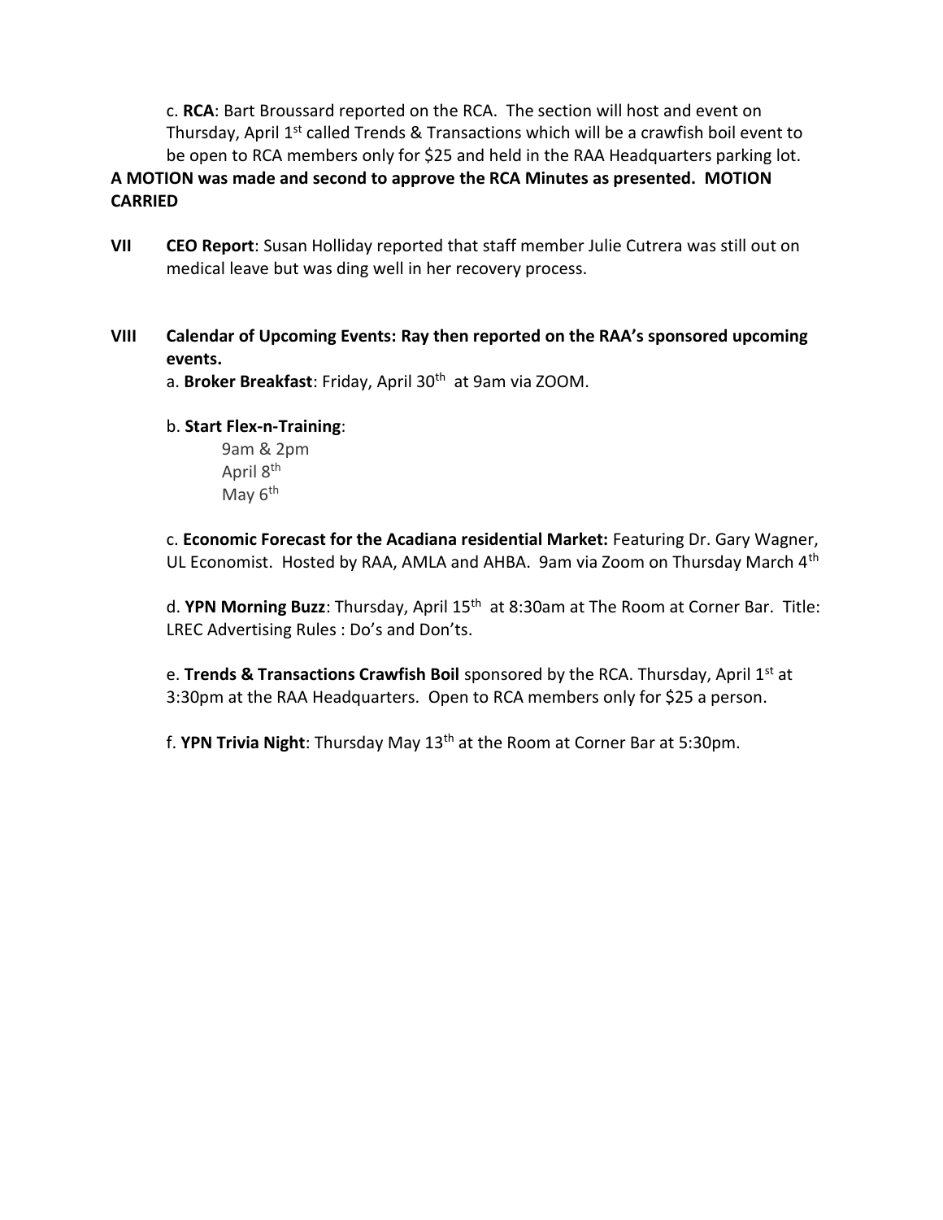c. **RCA**: Bart Broussard reported on the RCA. The section will host and event on Thursday, April 1st called Trends & Transactions which will be a crawfish boil event to be open to RCA members only for $25 and held in the RAA Headquarters parking lot.

**A MOTION was made and second to approve the RCA Minutes as presented. MOTION CARRIED**

**VII CEO Report**: Susan Holliday reported that staff member Julie Cutrera was still out on medical leave but was ding well in her recovery process.

**VIII Calendar of Upcoming Events: Ray then reported on the RAA's sponsored upcoming events.**

a. **Broker Breakfast**: Friday, April 30th at 9am via ZOOM.

b. **Start Flex-n-Training**:

9am & 2pm
April 8th
May 6th

c. **Economic Forecast for the Acadiana residential Market:** Featuring Dr. Gary Wagner, UL Economist. Hosted by RAA, AMLA and AHBA. 9am via Zoom on Thursday March 4th

d. **YPN Morning Buzz**: Thursday, April 15th at 8:30am at The Room at Corner Bar. Title: LREC Advertising Rules : Do's and Don'ts.

e. **Trends & Transactions Crawfish Boil** sponsored by the RCA. Thursday, April 1st at 3:30pm at the RAA Headquarters. Open to RCA members only for $25 a person.

f. **YPN Trivia Night**: Thursday May 13th at the Room at Corner Bar at 5:30pm.